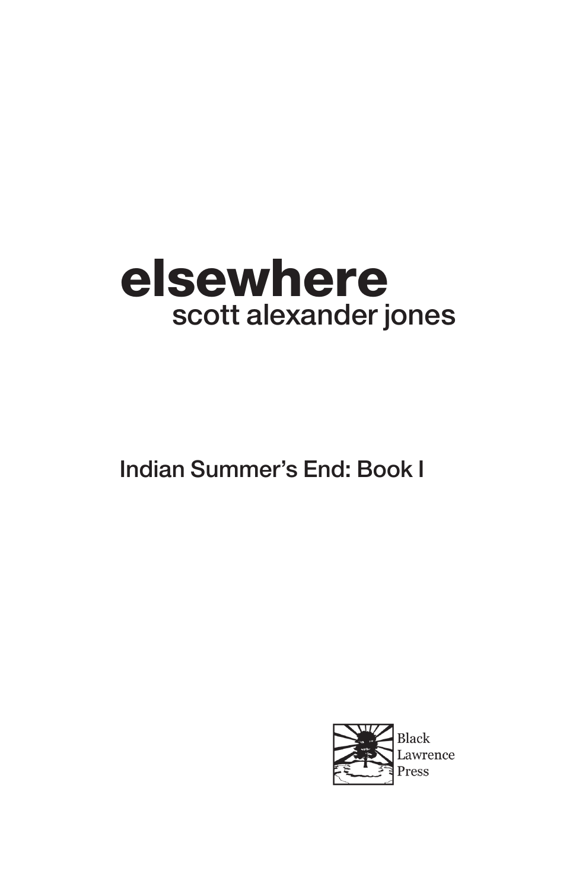# elsewhere

scott alexander jones

Indian Summer's End: Book I

Black
Lawrence
Press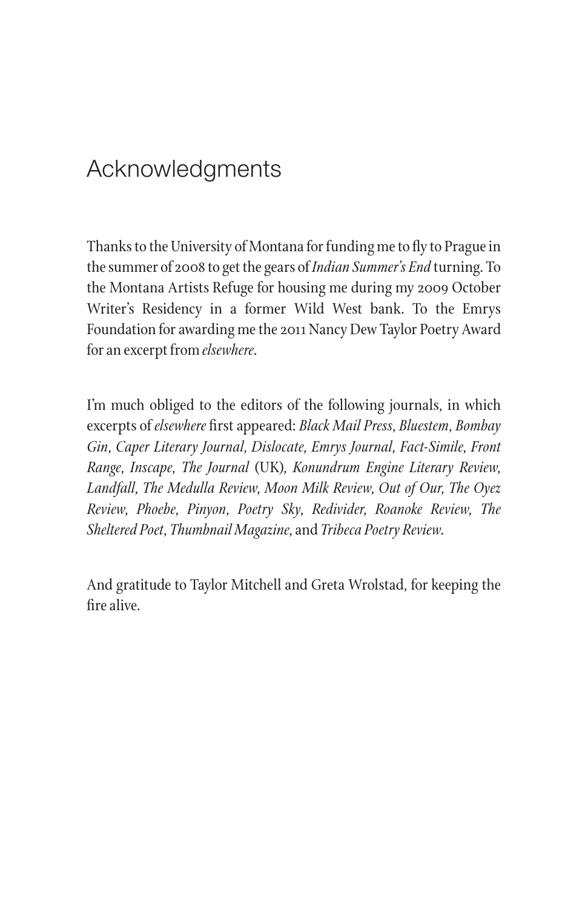# Acknowledgments

Thanks to the University of Montana for funding me to fly to Prague in the summer of 2008 to get the gears of *Indian Summer's End* turning. To the Montana Artists Refuge for housing me during my 2009 October Writer's Residency in a former Wild West bank. To the Emrys Foundation for awarding me the 2011 Nancy Dew Taylor Poetry Award for an excerpt from *elsewhere*.

I'm much obliged to the editors of the following journals, in which excerpts of *elsewhere* first appeared: *Black Mail Press, Bluestem, Bombay Gin, Caper Literary Journal, Dislocate, Emrys Journal, Fact-Simile, Front Range, Inscape, The Journal* (UK)*, Konundrum Engine Literary Review, Landfall, The Medulla Review, Moon Milk Review, Out of Our, The Oyez Review, Phoebe, Pinyon, Poetry Sky, Redivider, Roanoke Review, The Sheltered Poet, Thumbnail Magazine,* and *Tribeca Poetry Review*.

And gratitude to Taylor Mitchell and Greta Wrolstad, for keeping the fire alive.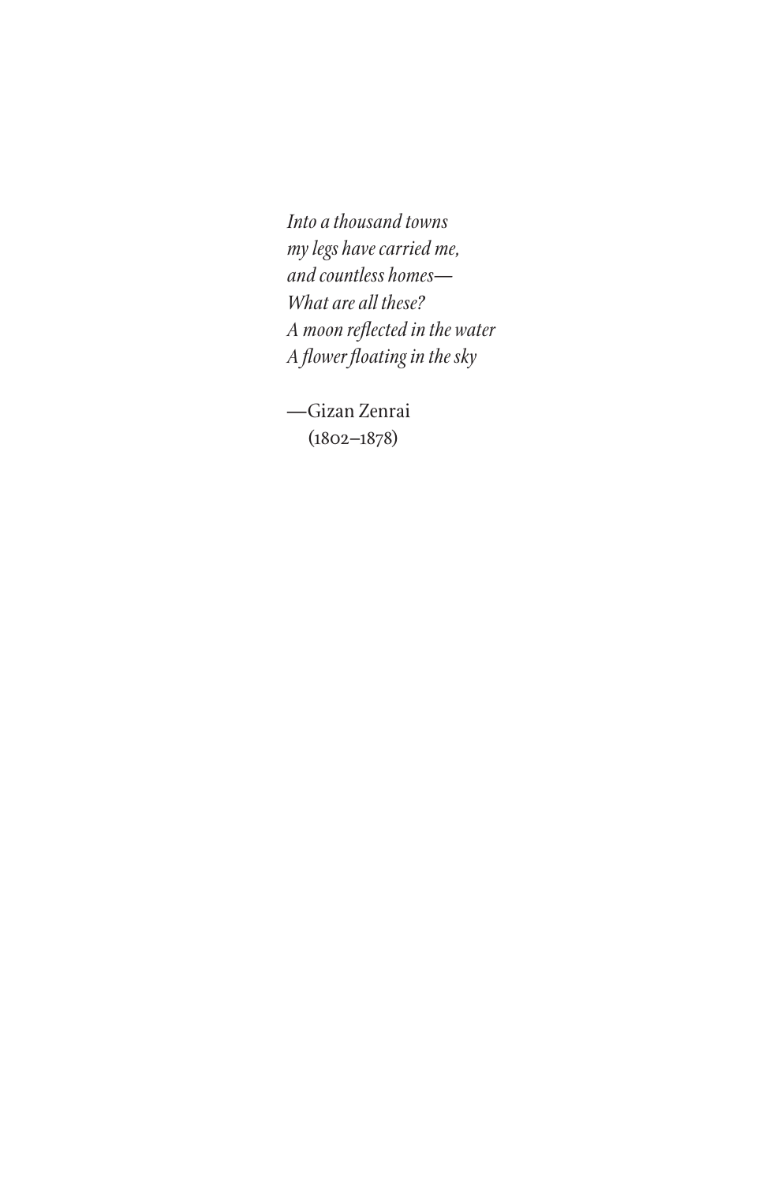*Into a thousand towns*  
*my legs have carried me,*  
*and countless homes—*  
*What are all these?*  
*A moon reflected in the water*  
*A flower floating in the sky*

—Gizan Zenrai  
(1802–1878)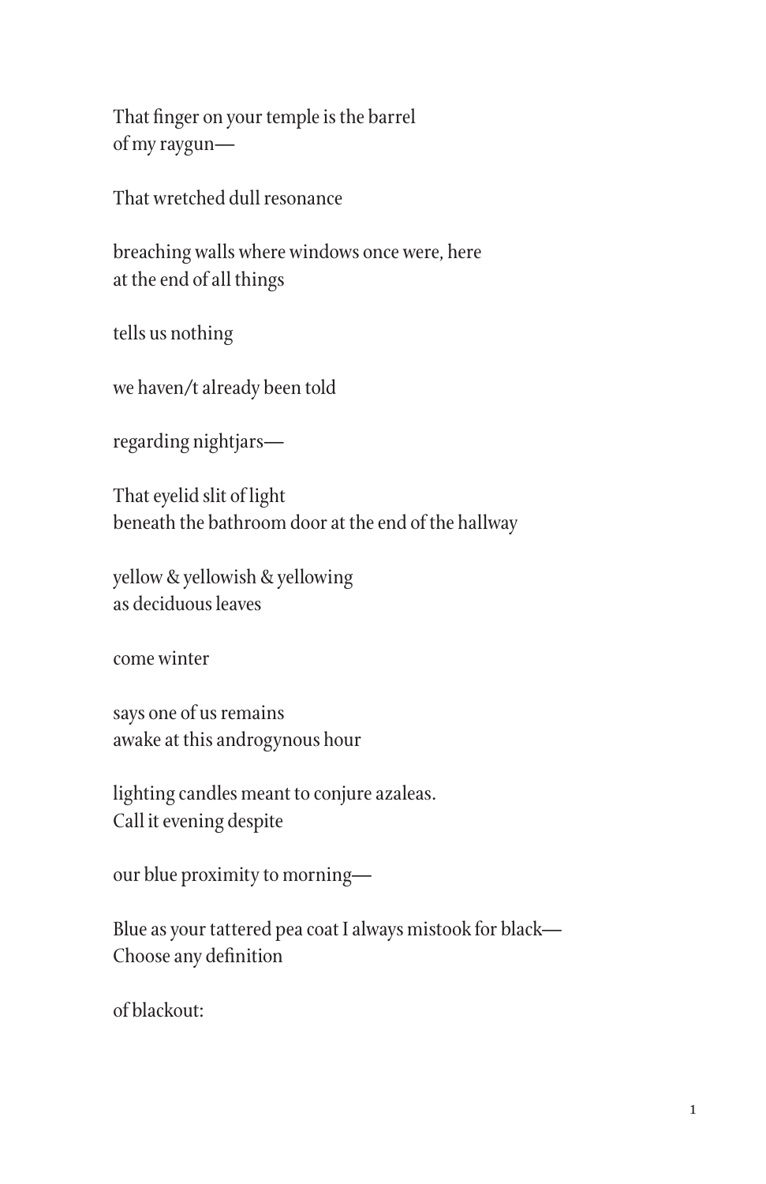That finger on your temple is the barrel
of my raygun—

That wretched dull resonance

breaching walls where windows once were, here
at the end of all things

tells us nothing

we haven/t already been told

regarding nightjars—

That eyelid slit of light
beneath the bathroom door at the end of the hallway

yellow & yellowish & yellowing
as deciduous leaves

come winter

says one of us remains
awake at this androgynous hour

lighting candles meant to conjure azaleas.
Call it evening despite

our blue proximity to morning—

Blue as your tattered pea coat I always mistook for black—
Choose any definition

of blackout: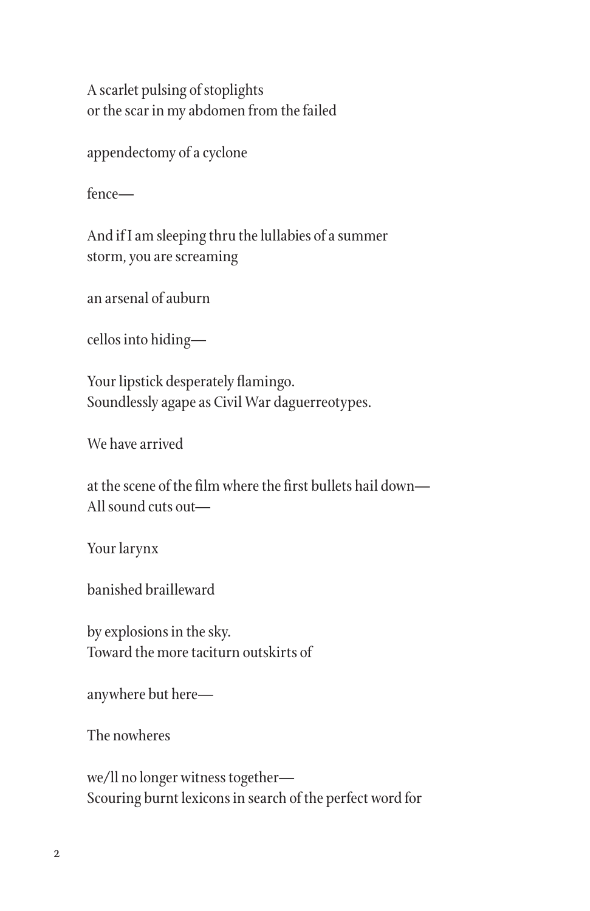A scarlet pulsing of stoplights
or the scar in my abdomen from the failed

appendectomy of a cyclone

fence—

And if I am sleeping thru the lullabies of a summer
storm, you are screaming

an arsenal of auburn

cellos into hiding—

Your lipstick desperately flamingo.
Soundlessly agape as Civil War daguerreotypes.

We have arrived

at the scene of the film where the first bullets hail down—
All sound cuts out—

Your larynx

banished brailleward

by explosions in the sky.
Toward the more taciturn outskirts of

anywhere but here—

The nowheres

we/ll no longer witness together—
Scouring burnt lexicons in search of the perfect word for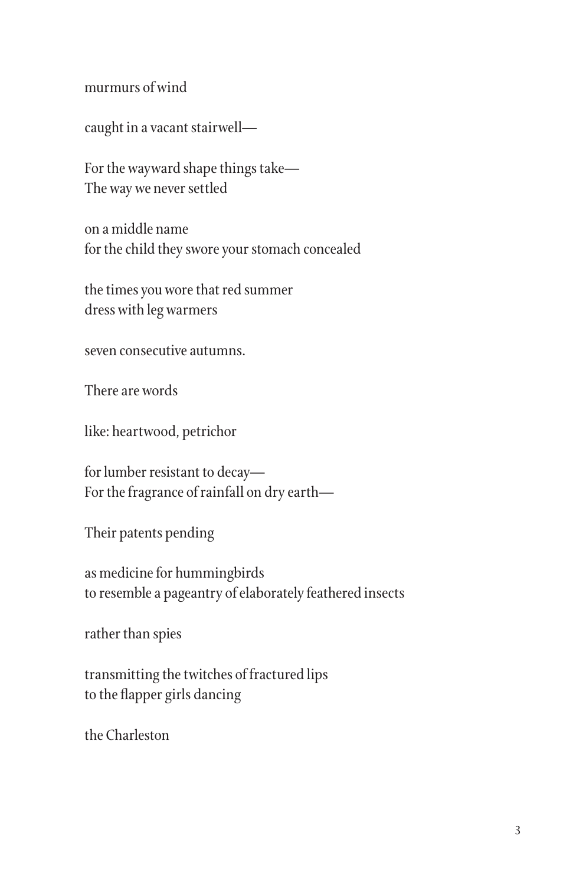murmurs of wind

caught in a vacant stairwell—

For the wayward shape things take—  
The way we never settled

on a middle name  
for the child they swore your stomach concealed

the times you wore that red summer  
dress with leg warmers

seven consecutive autumns.

There are words

like: heartwood, petrichor

for lumber resistant to decay—  
For the fragrance of rainfall on dry earth—

Their patents pending

as medicine for hummingbirds  
to resemble a pageantry of elaborately feathered insects

rather than spies

transmitting the twitches of fractured lips  
to the flapper girls dancing

the Charleston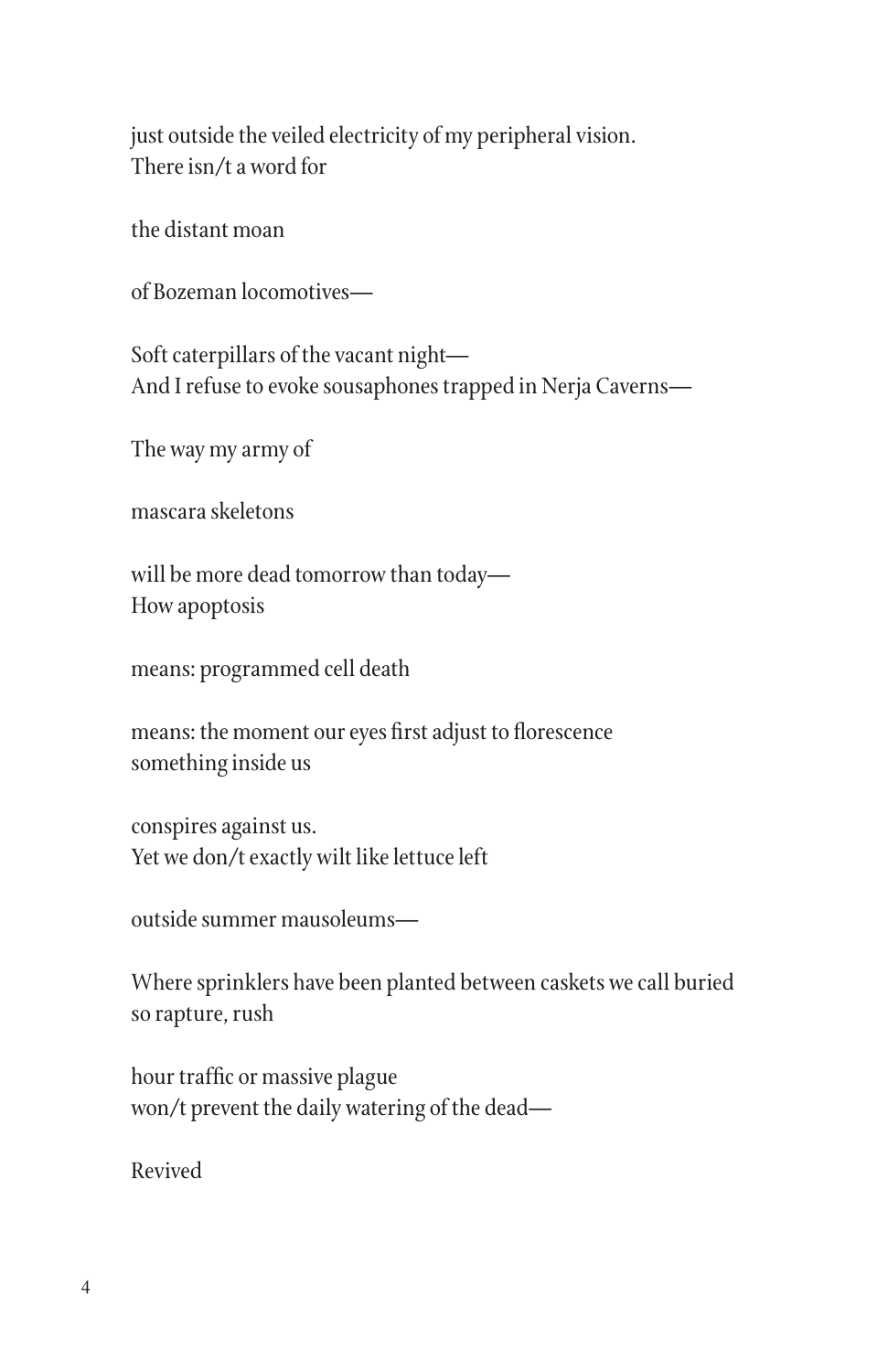just outside the veiled electricity of my peripheral vision.
There isn/t a word for

the distant moan

of Bozeman locomotives—

Soft caterpillars of the vacant night—
And I refuse to evoke sousaphones trapped in Nerja Caverns—

The way my army of

mascara skeletons

will be more dead tomorrow than today—
How apoptosis

means: programmed cell death

means: the moment our eyes first adjust to florescence
something inside us

conspires against us.
Yet we don/t exactly wilt like lettuce left

outside summer mausoleums—

Where sprinklers have been planted between caskets we call buried
so rapture, rush

hour traffic or massive plague
won/t prevent the daily watering of the dead—

Revived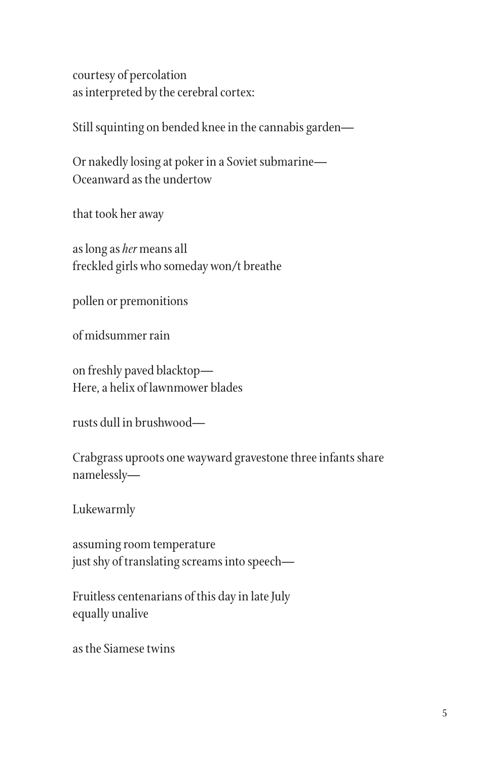courtesy of percolation
as interpreted by the cerebral cortex:

Still squinting on bended knee in the cannabis garden—

Or nakedly losing at poker in a Soviet submarine—
Oceanward as the undertow

that took her away

as long as *her* means all
freckled girls who someday won/t breathe

pollen or premonitions

of midsummer rain

on freshly paved blacktop—
Here, a helix of lawnmower blades

rusts dull in brushwood—

Crabgrass uproots one wayward gravestone three infants share
namelessly—

Lukewarmly

assuming room temperature
just shy of translating screams into speech—

Fruitless centenarians of this day in late July
equally unalive

as the Siamese twins